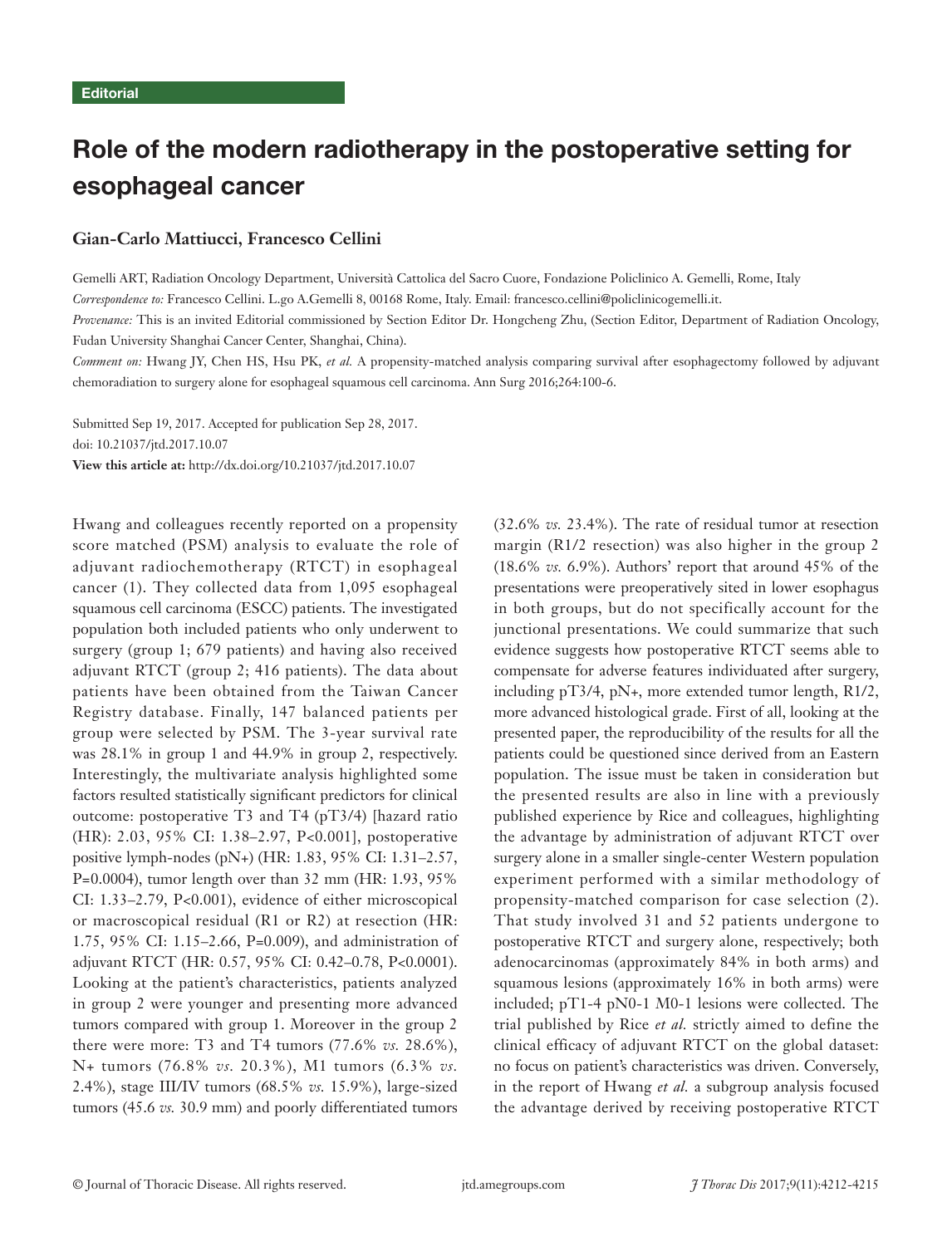Editorial

# Role of the modern radiotherapy in the postoperative setting for esophageal cancer

**Gian-Carlo Mattiucci, Francesco Cellini**

Gemelli ART, Radiation Oncology Department, Università Cattolica del Sacro Cuore, Fondazione Policlinico A. Gemelli, Rome, Italy

*Correspondence to:* Francesco Cellini. L.go A.Gemelli 8, 00168 Rome, Italy. Email: francesco.cellini@policlinicogemelli.it.

*Provenance:* This is an invited Editorial commissioned by Section Editor Dr. Hongcheng Zhu, (Section Editor, Department of Radiation Oncology, Fudan University Shanghai Cancer Center, Shanghai, China).

*Comment on:* Hwang JY, Chen HS, Hsu PK, *et al.* A propensity-matched analysis comparing survival after esophagectomy followed by adjuvant chemoradiation to surgery alone for esophageal squamous cell carcinoma. Ann Surg 2016;264:100-6.

Submitted Sep 19, 2017. Accepted for publication Sep 28, 2017.
doi: 10.21037/jtd.2017.10.07
**View this article at:** http://dx.doi.org/10.21037/jtd.2017.10.07

Hwang and colleagues recently reported on a propensity score matched (PSM) analysis to evaluate the role of adjuvant radiochemotherapy (RTCT) in esophageal cancer (1). They collected data from 1,095 esophageal squamous cell carcinoma (ESCC) patients. The investigated population both included patients who only underwent to surgery (group 1; 679 patients) and having also received adjuvant RTCT (group 2; 416 patients). The data about patients have been obtained from the Taiwan Cancer Registry database. Finally, 147 balanced patients per group were selected by PSM. The 3-year survival rate was 28.1% in group 1 and 44.9% in group 2, respectively. Interestingly, the multivariate analysis highlighted some factors resulted statistically significant predictors for clinical outcome: postoperative T3 and T4 (pT3/4) [hazard ratio (HR): 2.03, 95% CI: 1.38–2.97, P<0.001], postoperative positive lymph-nodes (pN+) (HR: 1.83, 95% CI: 1.31–2.57, P=0.0004), tumor length over than 32 mm (HR: 1.93, 95% CI: 1.33–2.79, P<0.001), evidence of either microscopical or macroscopical residual (R1 or R2) at resection (HR: 1.75, 95% CI: 1.15–2.66, P=0.009), and administration of adjuvant RTCT (HR: 0.57, 95% CI: 0.42–0.78, P<0.0001). Looking at the patient's characteristics, patients analyzed in group 2 were younger and presenting more advanced tumors compared with group 1. Moreover in the group 2 there were more: T3 and T4 tumors (77.6% *vs.* 28.6%), N+ tumors (76.8% *vs.* 20.3%), M1 tumors (6.3% *vs.* 2.4%), stage III/IV tumors (68.5% *vs.* 15.9%), large-sized tumors (45.6 *vs.* 30.9 mm) and poorly differentiated tumors (32.6% *vs.* 23.4%). The rate of residual tumor at resection margin (R1/2 resection) was also higher in the group 2 (18.6% *vs.* 6.9%). Authors' report that around 45% of the presentations were preoperatively sited in lower esophagus in both groups, but do not specifically account for the junctional presentations. We could summarize that such evidence suggests how postoperative RTCT seems able to compensate for adverse features individuated after surgery, including pT3/4, pN+, more extended tumor length, R1/2, more advanced histological grade. First of all, looking at the presented paper, the reproducibility of the results for all the patients could be questioned since derived from an Eastern population. The issue must be taken in consideration but the presented results are also in line with a previously published experience by Rice and colleagues, highlighting the advantage by administration of adjuvant RTCT over surgery alone in a smaller single-center Western population experiment performed with a similar methodology of propensity-matched comparison for case selection (2). That study involved 31 and 52 patients undergone to postoperative RTCT and surgery alone, respectively; both adenocarcinomas (approximately 84% in both arms) and squamous lesions (approximately 16% in both arms) were included; pT1-4 pN0-1 M0-1 lesions were collected. The trial published by Rice *et al.* strictly aimed to define the clinical efficacy of adjuvant RTCT on the global dataset: no focus on patient's characteristics was driven. Conversely, in the report of Hwang *et al.* a subgroup analysis focused the advantage derived by receiving postoperative RTCT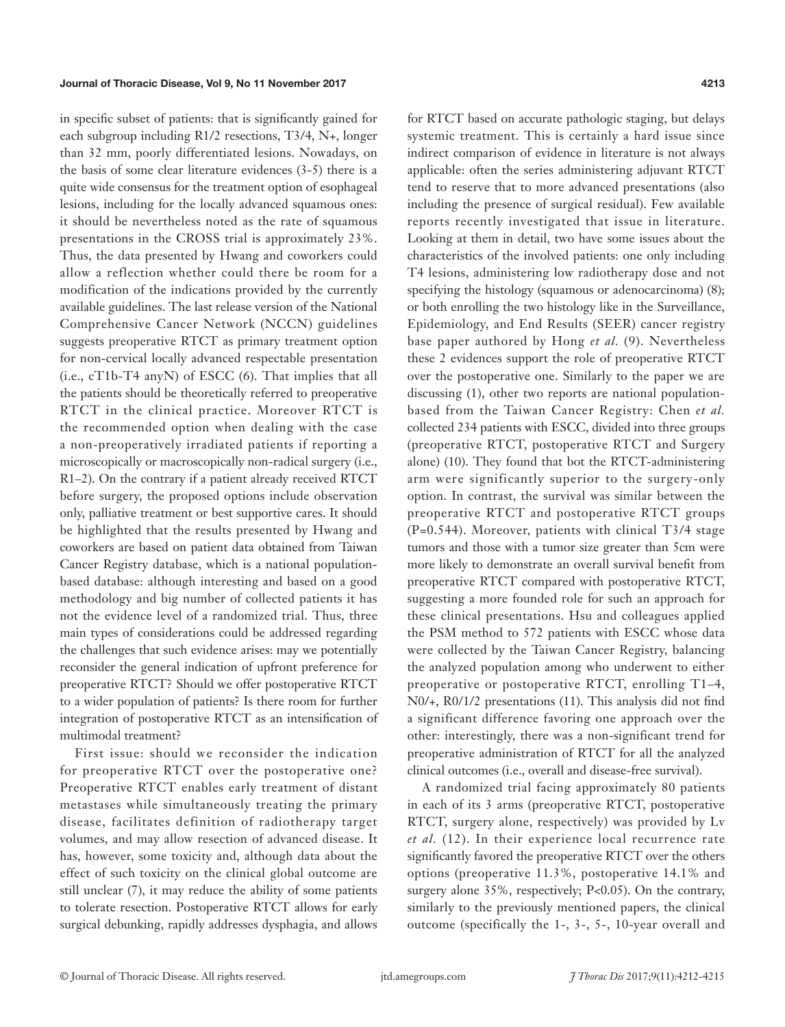in specific subset of patients: that is significantly gained for each subgroup including R1/2 resections, T3/4, N+, longer than 32 mm, poorly differentiated lesions. Nowadays, on the basis of some clear literature evidences (3-5) there is a quite wide consensus for the treatment option of esophageal lesions, including for the locally advanced squamous ones: it should be nevertheless noted as the rate of squamous presentations in the CROSS trial is approximately 23%. Thus, the data presented by Hwang and coworkers could allow a reflection whether could there be room for a modification of the indications provided by the currently available guidelines. The last release version of the National Comprehensive Cancer Network (NCCN) guidelines suggests preoperative RTCT as primary treatment option for non-cervical locally advanced respectable presentation (i.e., cT1b-T4 anyN) of ESCC (6). That implies that all the patients should be theoretically referred to preoperative RTCT in the clinical practice. Moreover RTCT is the recommended option when dealing with the case a non-preoperatively irradiated patients if reporting a microscopically or macroscopically non-radical surgery (i.e., R1–2). On the contrary if a patient already received RTCT before surgery, the proposed options include observation only, palliative treatment or best supportive cares. It should be highlighted that the results presented by Hwang and coworkers are based on patient data obtained from Taiwan Cancer Registry database, which is a national population-based database: although interesting and based on a good methodology and big number of collected patients it has not the evidence level of a randomized trial. Thus, three main types of considerations could be addressed regarding the challenges that such evidence arises: may we potentially reconsider the general indication of upfront preference for preoperative RTCT? Should we offer postoperative RTCT to a wider population of patients? Is there room for further integration of postoperative RTCT as an intensification of multimodal treatment?

First issue: should we reconsider the indication for preoperative RTCT over the postoperative one? Preoperative RTCT enables early treatment of distant metastases while simultaneously treating the primary disease, facilitates definition of radiotherapy target volumes, and may allow resection of advanced disease. It has, however, some toxicity and, although data about the effect of such toxicity on the clinical global outcome are still unclear (7), it may reduce the ability of some patients to tolerate resection. Postoperative RTCT allows for early surgical debunking, rapidly addresses dysphagia, and allows for RTCT based on accurate pathologic staging, but delays systemic treatment. This is certainly a hard issue since indirect comparison of evidence in literature is not always applicable: often the series administering adjuvant RTCT tend to reserve that to more advanced presentations (also including the presence of surgical residual). Few available reports recently investigated that issue in literature. Looking at them in detail, two have some issues about the characteristics of the involved patients: one only including T4 lesions, administering low radiotherapy dose and not specifying the histology (squamous or adenocarcinoma) (8); or both enrolling the two histology like in the Surveillance, Epidemiology, and End Results (SEER) cancer registry base paper authored by Hong *et al.* (9). Nevertheless these 2 evidences support the role of preoperative RTCT over the postoperative one. Similarly to the paper we are discussing (1), other two reports are national population-based from the Taiwan Cancer Registry: Chen *et al.* collected 234 patients with ESCC, divided into three groups (preoperative RTCT, postoperative RTCT and Surgery alone) (10). They found that bot the RTCT-administering arm were significantly superior to the surgery-only option. In contrast, the survival was similar between the preoperative RTCT and postoperative RTCT groups (P=0.544). Moreover, patients with clinical T3/4 stage tumors and those with a tumor size greater than 5cm were more likely to demonstrate an overall survival benefit from preoperative RTCT compared with postoperative RTCT, suggesting a more founded role for such an approach for these clinical presentations. Hsu and colleagues applied the PSM method to 572 patients with ESCC whose data were collected by the Taiwan Cancer Registry, balancing the analyzed population among who underwent to either preoperative or postoperative RTCT, enrolling T1–4, N0/+, R0/1/2 presentations (11). This analysis did not find a significant difference favoring one approach over the other: interestingly, there was a non-significant trend for preoperative administration of RTCT for all the analyzed clinical outcomes (i.e., overall and disease-free survival).

A randomized trial facing approximately 80 patients in each of its 3 arms (preoperative RTCT, postoperative RTCT, surgery alone, respectively) was provided by Lv *et al.* (12). In their experience local recurrence rate significantly favored the preoperative RTCT over the others options (preoperative 11.3%, postoperative 14.1% and surgery alone 35%, respectively; P<0.05). On the contrary, similarly to the previously mentioned papers, the clinical outcome (specifically the 1-, 3-, 5-, 10-year overall and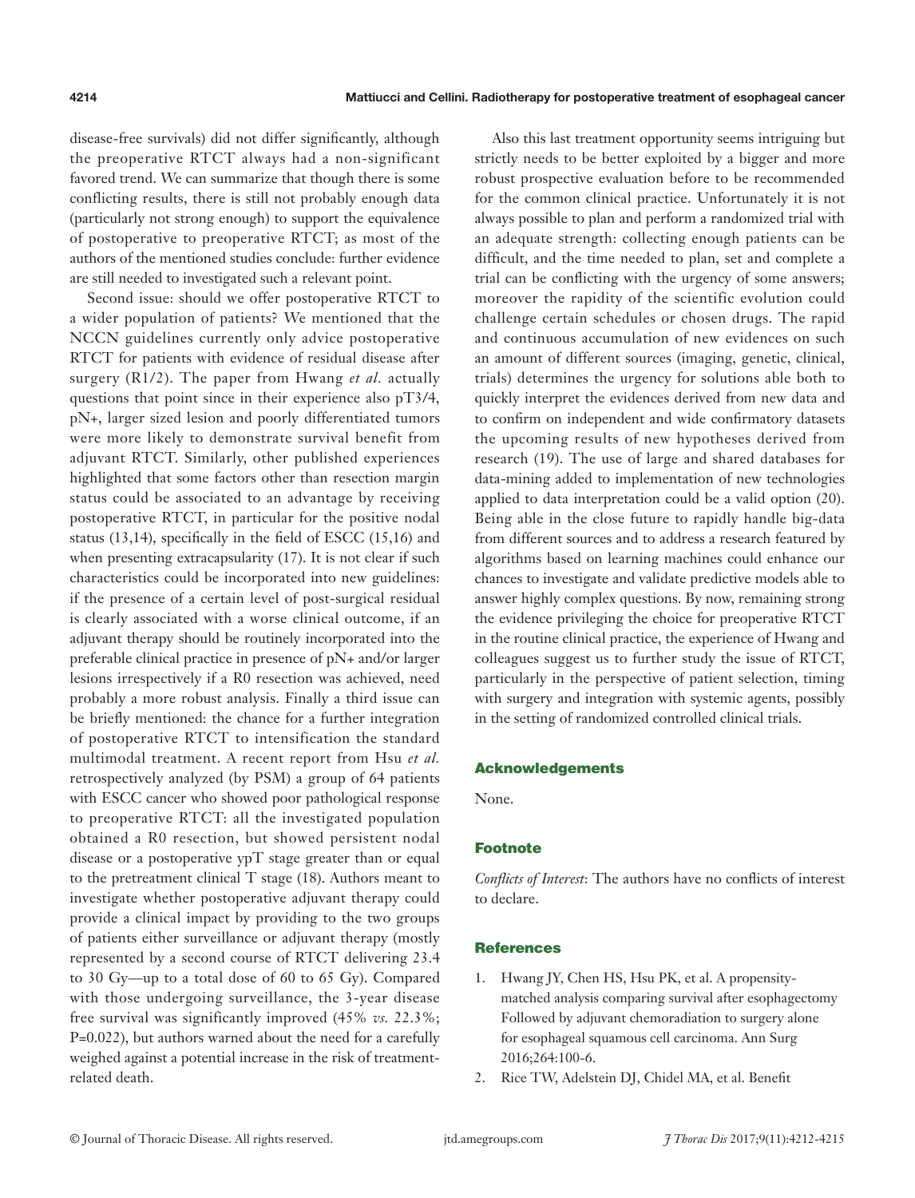disease-free survivals) did not differ significantly, although the preoperative RTCT always had a non-significant favored trend. We can summarize that though there is some conflicting results, there is still not probably enough data (particularly not strong enough) to support the equivalence of postoperative to preoperative RTCT; as most of the authors of the mentioned studies conclude: further evidence are still needed to investigated such a relevant point.

Second issue: should we offer postoperative RTCT to a wider population of patients? We mentioned that the NCCN guidelines currently only advice postoperative RTCT for patients with evidence of residual disease after surgery (R1/2). The paper from Hwang *et al.* actually questions that point since in their experience also pT3/4, pN+, larger sized lesion and poorly differentiated tumors were more likely to demonstrate survival benefit from adjuvant RTCT. Similarly, other published experiences highlighted that some factors other than resection margin status could be associated to an advantage by receiving postoperative RTCT, in particular for the positive nodal status (13,14), specifically in the field of ESCC (15,16) and when presenting extracapsularity (17). It is not clear if such characteristics could be incorporated into new guidelines: if the presence of a certain level of post-surgical residual is clearly associated with a worse clinical outcome, if an adjuvant therapy should be routinely incorporated into the preferable clinical practice in presence of pN+ and/or larger lesions irrespectively if a R0 resection was achieved, need probably a more robust analysis. Finally a third issue can be briefly mentioned: the chance for a further integration of postoperative RTCT to intensification the standard multimodal treatment. A recent report from Hsu *et al.* retrospectively analyzed (by PSM) a group of 64 patients with ESCC cancer who showed poor pathological response to preoperative RTCT: all the investigated population obtained a R0 resection, but showed persistent nodal disease or a postoperative ypT stage greater than or equal to the pretreatment clinical T stage (18). Authors meant to investigate whether postoperative adjuvant therapy could provide a clinical impact by providing to the two groups of patients either surveillance or adjuvant therapy (mostly represented by a second course of RTCT delivering 23.4 to 30 Gy—up to a total dose of 60 to 65 Gy). Compared with those undergoing surveillance, the 3-year disease free survival was significantly improved (45% *vs.* 22.3%; P=0.022), but authors warned about the need for a carefully weighed against a potential increase in the risk of treatment-related death.

Also this last treatment opportunity seems intriguing but strictly needs to be better exploited by a bigger and more robust prospective evaluation before to be recommended for the common clinical practice. Unfortunately it is not always possible to plan and perform a randomized trial with an adequate strength: collecting enough patients can be difficult, and the time needed to plan, set and complete a trial can be conflicting with the urgency of some answers; moreover the rapidity of the scientific evolution could challenge certain schedules or chosen drugs. The rapid and continuous accumulation of new evidences on such an amount of different sources (imaging, genetic, clinical, trials) determines the urgency for solutions able both to quickly interpret the evidences derived from new data and to confirm on independent and wide confirmatory datasets the upcoming results of new hypotheses derived from research (19). The use of large and shared databases for data-mining added to implementation of new technologies applied to data interpretation could be a valid option (20). Being able in the close future to rapidly handle big-data from different sources and to address a research featured by algorithms based on learning machines could enhance our chances to investigate and validate predictive models able to answer highly complex questions. By now, remaining strong the evidence privileging the choice for preoperative RTCT in the routine clinical practice, the experience of Hwang and colleagues suggest us to further study the issue of RTCT, particularly in the perspective of patient selection, timing with surgery and integration with systemic agents, possibly in the setting of randomized controlled clinical trials.

## Acknowledgements

None.

## Footnote

*Conflicts of Interest*: The authors have no conflicts of interest to declare.

## References

1. Hwang JY, Chen HS, Hsu PK, et al. A propensity-matched analysis comparing survival after esophagectomy Followed by adjuvant chemoradiation to surgery alone for esophageal squamous cell carcinoma. Ann Surg 2016;264:100-6.
2. Rice TW, Adelstein DJ, Chidel MA, et al. Benefit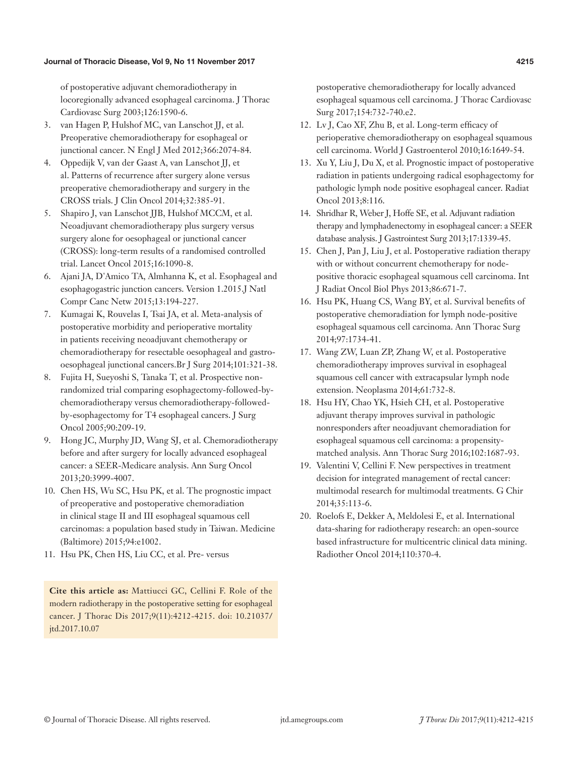of postoperative adjuvant chemoradiotherapy in locoregionally advanced esophageal carcinoma. J Thorac Cardiovasc Surg 2003;126:1590-6.

3. van Hagen P, Hulshof MC, van Lanschot JJ, et al. Preoperative chemoradiotherapy for esophageal or junctional cancer. N Engl J Med 2012;366:2074-84.
4. Oppedijk V, van der Gaast A, van Lanschot JJ, et al. Patterns of recurrence after surgery alone versus preoperative chemoradiotherapy and surgery in the CROSS trials. J Clin Oncol 2014;32:385-91.
5. Shapiro J, van Lanschot JJB, Hulshof MCCM, et al. Neoadjuvant chemoradiotherapy plus surgery versus surgery alone for oesophageal or junctional cancer (CROSS): long-term results of a randomised controlled trial. Lancet Oncol 2015;16:1090-8.
6. Ajani JA, D'Amico TA, Almhanna K, et al. Esophageal and esophagogastric junction cancers. Version 1.2015.J Natl Compr Canc Netw 2015;13:194-227.
7. Kumagai K, Rouvelas I, Tsai JA, et al. Meta-analysis of postoperative morbidity and perioperative mortality in patients receiving neoadjuvant chemotherapy or chemoradiotherapy for resectable oesophageal and gastro-oesophageal junctional cancers.Br J Surg 2014;101:321-38.
8. Fujita H, Sueyoshi S, Tanaka T, et al. Prospective non-randomized trial comparing esophagectomy-followed-by-chemoradiotherapy versus chemoradiotherapy-followed-by-esophagectomy for T4 esophageal cancers. J Surg Oncol 2005;90:209-19.
9. Hong JC, Murphy JD, Wang SJ, et al. Chemoradiotherapy before and after surgery for locally advanced esophageal cancer: a SEER-Medicare analysis. Ann Surg Oncol 2013;20:3999-4007.
10. Chen HS, Wu SC, Hsu PK, et al. The prognostic impact of preoperative and postoperative chemoradiation in clinical stage II and III esophageal squamous cell carcinomas: a population based study in Taiwan. Medicine (Baltimore) 2015;94:e1002.
11. Hsu PK, Chen HS, Liu CC, et al. Pre- versus postoperative chemoradiotherapy for locally advanced esophageal squamous cell carcinoma. J Thorac Cardiovasc Surg 2017;154:732-740.e2.
12. Lv J, Cao XF, Zhu B, et al. Long-term efficacy of perioperative chemoradiotherapy on esophageal squamous cell carcinoma. World J Gastroenterol 2010;16:1649-54.
13. Xu Y, Liu J, Du X, et al. Prognostic impact of postoperative radiation in patients undergoing radical esophagectomy for pathologic lymph node positive esophageal cancer. Radiat Oncol 2013;8:116.
14. Shridhar R, Weber J, Hoffe SE, et al. Adjuvant radiation therapy and lymphadenectomy in esophageal cancer: a SEER database analysis. J Gastrointest Surg 2013;17:1339-45.
15. Chen J, Pan J, Liu J, et al. Postoperative radiation therapy with or without concurrent chemotherapy for node-positive thoracic esophageal squamous cell carcinoma. Int J Radiat Oncol Biol Phys 2013;86:671-7.
16. Hsu PK, Huang CS, Wang BY, et al. Survival benefits of postoperative chemoradiation for lymph node-positive esophageal squamous cell carcinoma. Ann Thorac Surg 2014;97:1734-41.
17. Wang ZW, Luan ZP, Zhang W, et al. Postoperative chemoradiotherapy improves survival in esophageal squamous cell cancer with extracapsular lymph node extension. Neoplasma 2014;61:732-8.
18. Hsu HY, Chao YK, Hsieh CH, et al. Postoperative adjuvant therapy improves survival in pathologic nonresponders after neoadjuvant chemoradiation for esophageal squamous cell carcinoma: a propensity-matched analysis. Ann Thorac Surg 2016;102:1687-93.
19. Valentini V, Cellini F. New perspectives in treatment decision for integrated management of rectal cancer: multimodal research for multimodal treatments. G Chir 2014;35:113-6.
20. Roelofs E, Dekker A, Meldolesi E, et al. International data-sharing for radiotherapy research: an open-source based infrastructure for multicentric clinical data mining. Radiother Oncol 2014;110:370-4.

**Cite this article as:** Mattiucci GC, Cellini F. Role of the modern radiotherapy in the postoperative setting for esophageal cancer. J Thorac Dis 2017;9(11):4212-4215. doi: 10.21037/jtd.2017.10.07